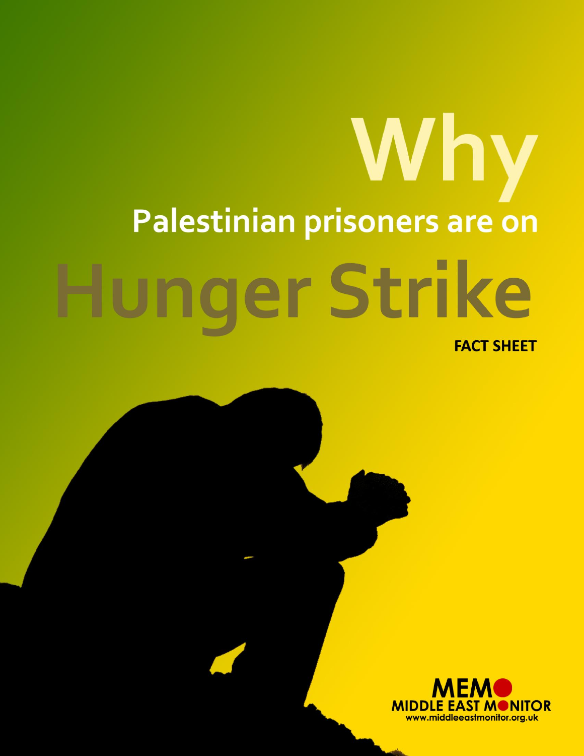# Why Palestinian prisoners are on Hunger Strike

**FACT SHEET**

MEMO
MIDDLE EAST MONITOR
www.middleeastmonitor.org.uk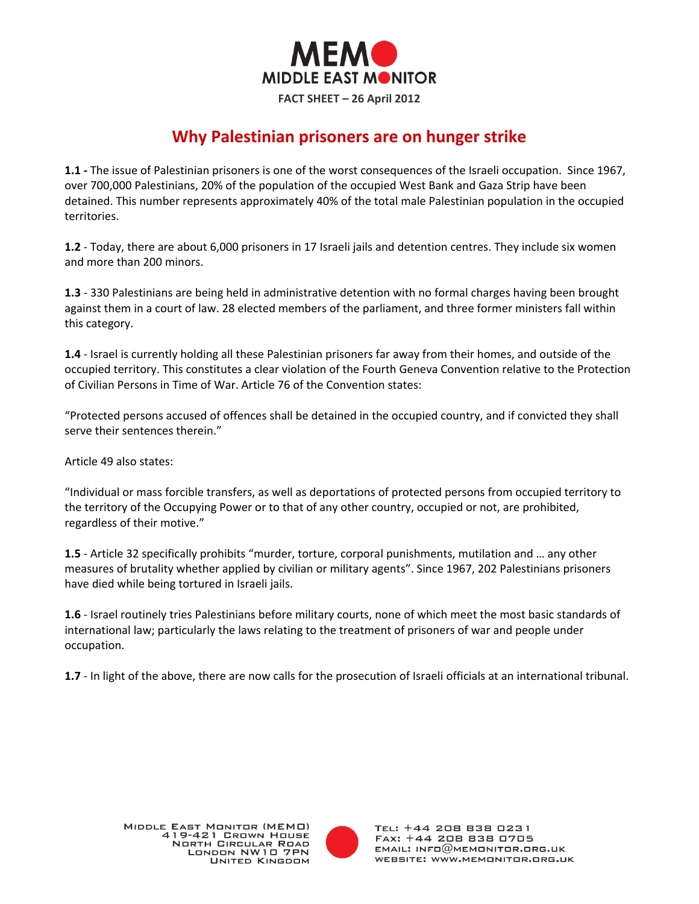**MEMO**
**MIDDLE EAST MONITOR**

**FACT SHEET – 26 April 2012**

# Why Palestinian prisoners are on hunger strike

**1.1 -** The issue of Palestinian prisoners is one of the worst consequences of the Israeli occupation. Since 1967, over 700,000 Palestinians, 20% of the population of the occupied West Bank and Gaza Strip have been detained. This number represents approximately 40% of the total male Palestinian population in the occupied territories.

**1.2** - Today, there are about 6,000 prisoners in 17 Israeli jails and detention centres. They include six women and more than 200 minors.

**1.3** - 330 Palestinians are being held in administrative detention with no formal charges having been brought against them in a court of law. 28 elected members of the parliament, and three former ministers fall within this category.

**1.4** - Israel is currently holding all these Palestinian prisoners far away from their homes, and outside of the occupied territory. This constitutes a clear violation of the Fourth Geneva Convention relative to the Protection of Civilian Persons in Time of War. Article 76 of the Convention states:

"Protected persons accused of offences shall be detained in the occupied country, and if convicted they shall serve their sentences therein."

Article 49 also states:

"Individual or mass forcible transfers, as well as deportations of protected persons from occupied territory to the territory of the Occupying Power or to that of any other country, occupied or not, are prohibited, regardless of their motive."

**1.5** - Article 32 specifically prohibits "murder, torture, corporal punishments, mutilation and … any other measures of brutality whether applied by civilian or military agents". Since 1967, 202 Palestinians prisoners have died while being tortured in Israeli jails.

**1.6** - Israel routinely tries Palestinians before military courts, none of which meet the most basic standards of international law; particularly the laws relating to the treatment of prisoners of war and people under occupation.

**1.7** - In light of the above, there are now calls for the prosecution of Israeli officials at an international tribunal.

Middle East Monitor (MEMO)
419-421 Crown House
North Circular Road
London NW10 7PN
United Kingdom

Tel: +44 208 838 0231
Fax: +44 208 838 0705
Email: info@memonitor.org.uk
Website: www.memonitor.org.uk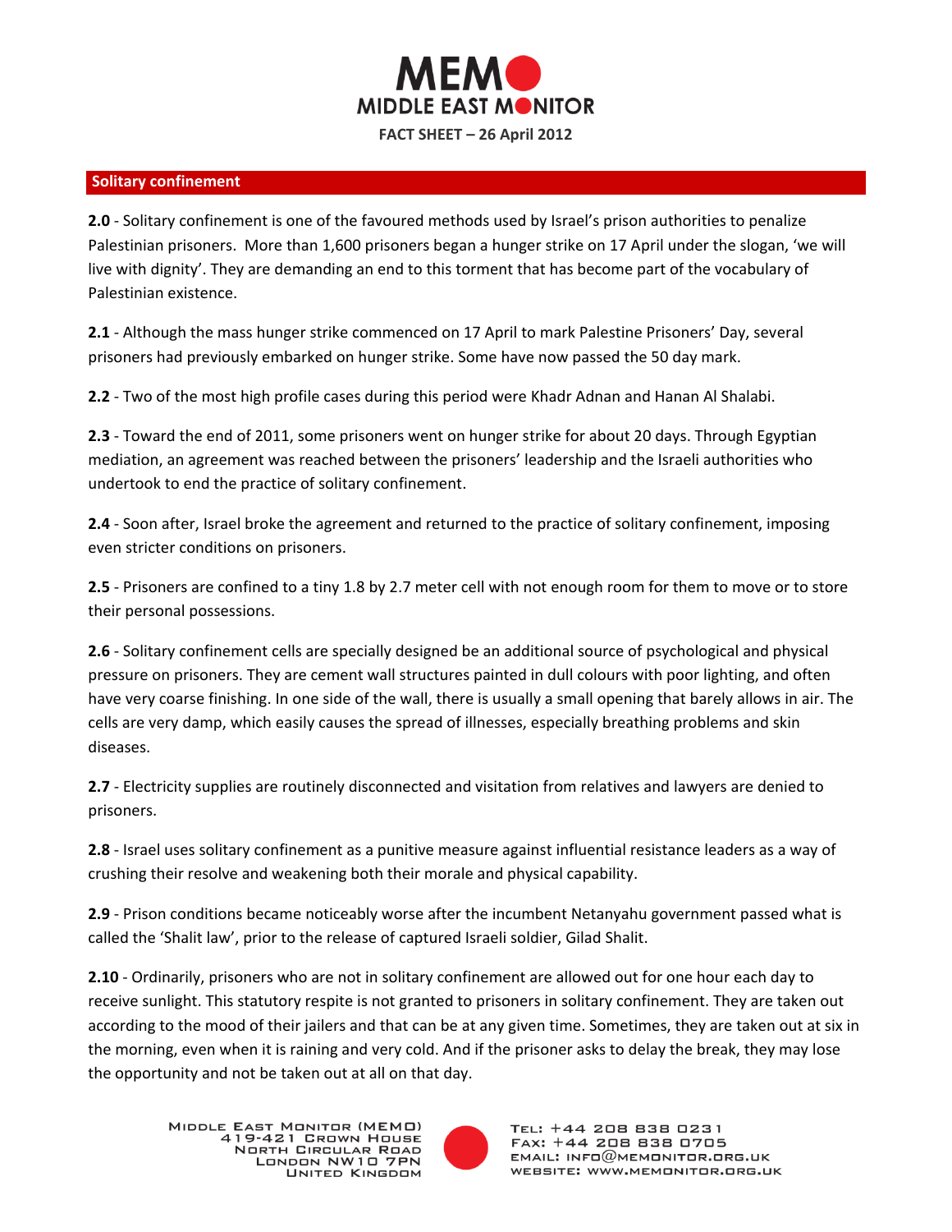FACT SHEET – 26 April 2012

## Solitary confinement

**2.0** - Solitary confinement is one of the favoured methods used by Israel's prison authorities to penalize Palestinian prisoners. More than 1,600 prisoners began a hunger strike on 17 April under the slogan, 'we will live with dignity'. They are demanding an end to this torment that has become part of the vocabulary of Palestinian existence.

**2.1** - Although the mass hunger strike commenced on 17 April to mark Palestine Prisoners' Day, several prisoners had previously embarked on hunger strike. Some have now passed the 50 day mark.

**2.2** - Two of the most high profile cases during this period were Khadr Adnan and Hanan Al Shalabi.

**2.3** - Toward the end of 2011, some prisoners went on hunger strike for about 20 days. Through Egyptian mediation, an agreement was reached between the prisoners' leadership and the Israeli authorities who undertook to end the practice of solitary confinement.

**2.4** - Soon after, Israel broke the agreement and returned to the practice of solitary confinement, imposing even stricter conditions on prisoners.

**2.5** - Prisoners are confined to a tiny 1.8 by 2.7 meter cell with not enough room for them to move or to store their personal possessions.

**2.6** - Solitary confinement cells are specially designed be an additional source of psychological and physical pressure on prisoners. They are cement wall structures painted in dull colours with poor lighting, and often have very coarse finishing. In one side of the wall, there is usually a small opening that barely allows in air. The cells are very damp, which easily causes the spread of illnesses, especially breathing problems and skin diseases.

**2.7** - Electricity supplies are routinely disconnected and visitation from relatives and lawyers are denied to prisoners.

**2.8** - Israel uses solitary confinement as a punitive measure against influential resistance leaders as a way of crushing their resolve and weakening both their morale and physical capability.

**2.9** - Prison conditions became noticeably worse after the incumbent Netanyahu government passed what is called the 'Shalit law', prior to the release of captured Israeli soldier, Gilad Shalit.

**2.10** - Ordinarily, prisoners who are not in solitary confinement are allowed out for one hour each day to receive sunlight. This statutory respite is not granted to prisoners in solitary confinement. They are taken out according to the mood of their jailers and that can be at any given time. Sometimes, they are taken out at six in the morning, even when it is raining and very cold. And if the prisoner asks to delay the break, they may lose the opportunity and not be taken out at all on that day.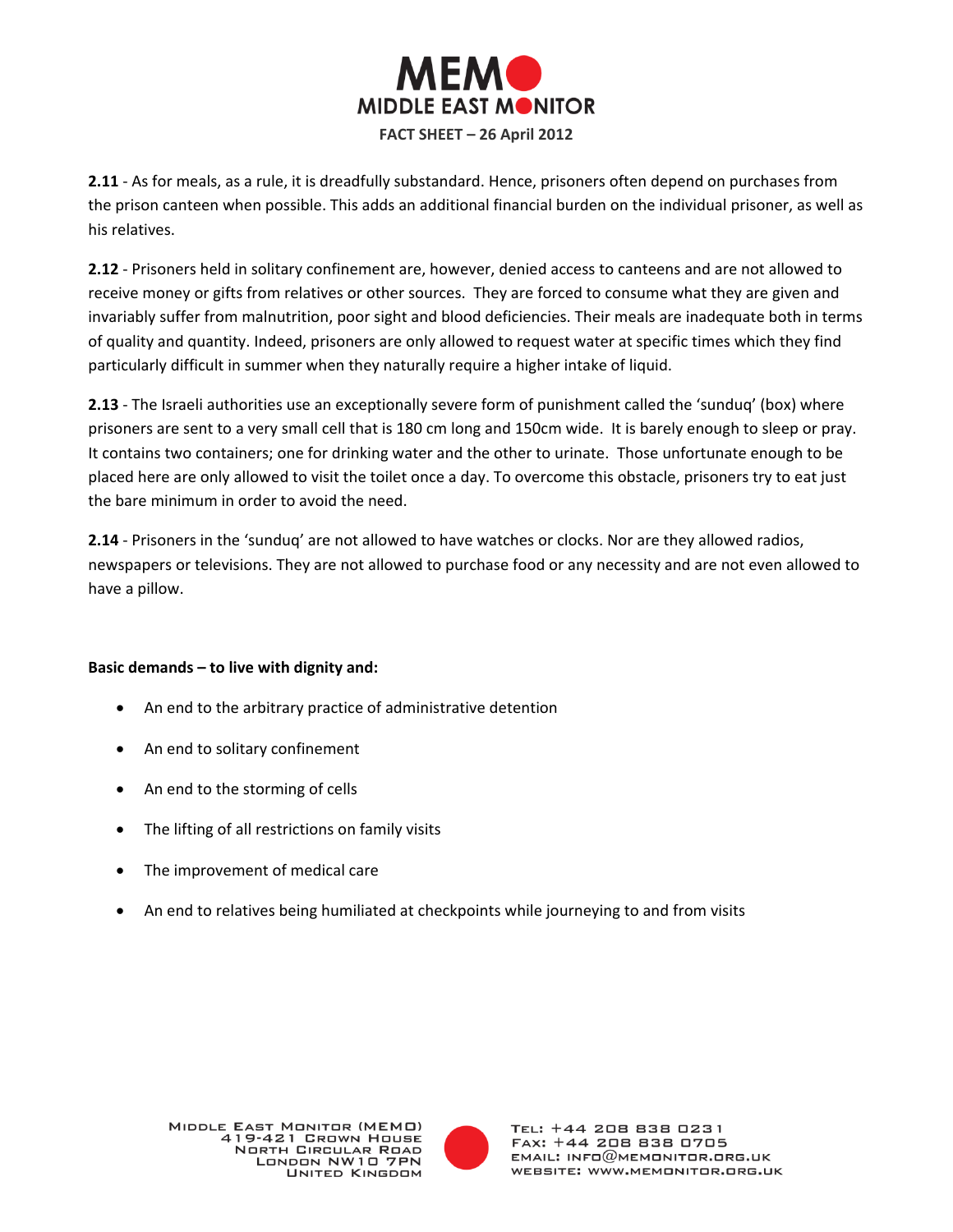**2.11** - As for meals, as a rule, it is dreadfully substandard. Hence, prisoners often depend on purchases from the prison canteen when possible. This adds an additional financial burden on the individual prisoner, as well as his relatives.

**2.12** - Prisoners held in solitary confinement are, however, denied access to canteens and are not allowed to receive money or gifts from relatives or other sources. They are forced to consume what they are given and invariably suffer from malnutrition, poor sight and blood deficiencies. Their meals are inadequate both in terms of quality and quantity. Indeed, prisoners are only allowed to request water at specific times which they find particularly difficult in summer when they naturally require a higher intake of liquid.

**2.13** - The Israeli authorities use an exceptionally severe form of punishment called the 'sunduq' (box) where prisoners are sent to a very small cell that is 180 cm long and 150cm wide. It is barely enough to sleep or pray. It contains two containers; one for drinking water and the other to urinate. Those unfortunate enough to be placed here are only allowed to visit the toilet once a day. To overcome this obstacle, prisoners try to eat just the bare minimum in order to avoid the need.

**2.14** - Prisoners in the 'sunduq' are not allowed to have watches or clocks. Nor are they allowed radios, newspapers or televisions. They are not allowed to purchase food or any necessity and are not even allowed to have a pillow.

**Basic demands – to live with dignity and:**

- An end to the arbitrary practice of administrative detention
- An end to solitary confinement
- An end to the storming of cells
- The lifting of all restrictions on family visits
- The improvement of medical care
- An end to relatives being humiliated at checkpoints while journeying to and from visits